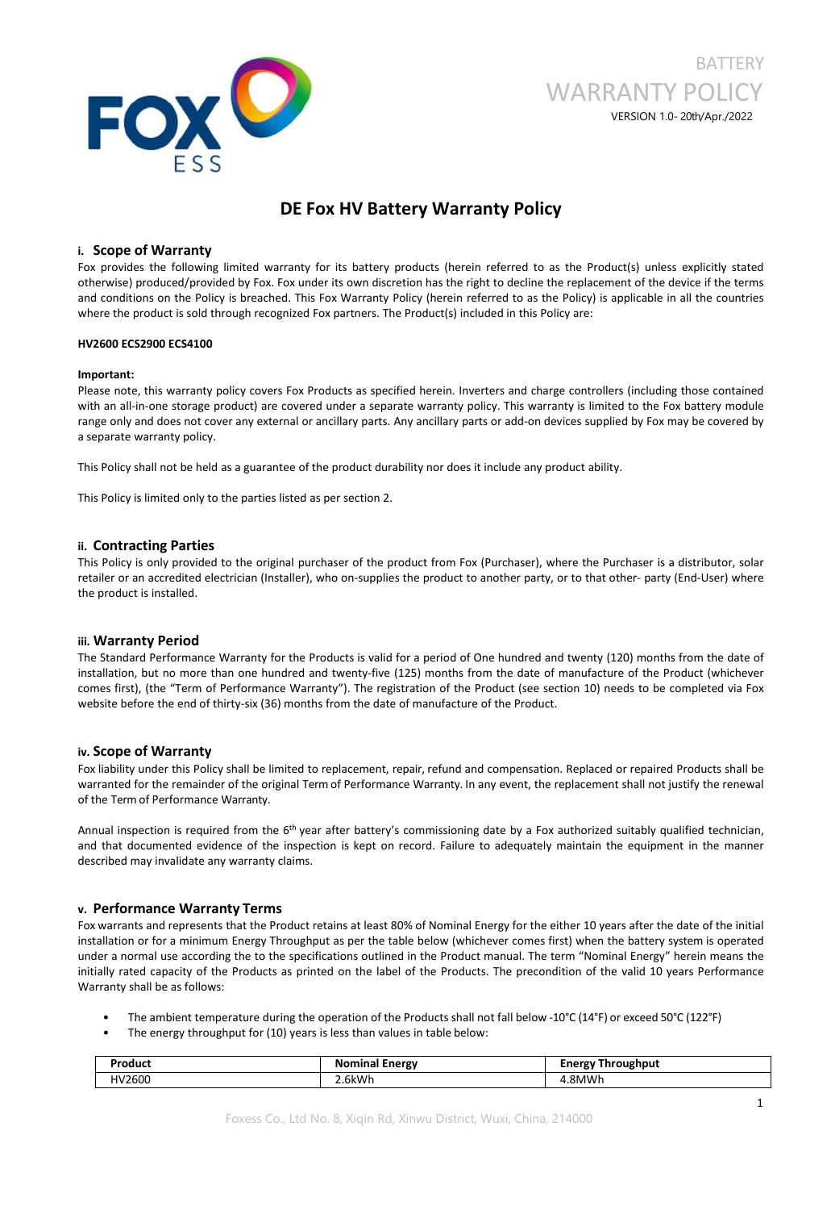BATTERY

WARRANTY POLICY

VERSION 1.0- 20th/Apr./2022

# DE Fox HV Battery Warranty Policy

## i. Scope of Warranty

Fox provides the following limited warranty for its battery products (herein referred to as the Product(s) unless explicitly stated otherwise) produced/provided by Fox. Fox under its own discretion has the right to decline the replacement of the device if the terms and conditions on the Policy is breached. This Fox Warranty Policy (herein referred to as the Policy) is applicable in all the countries where the product is sold through recognized Fox partners. The Product(s) included in this Policy are:

**HV2600 ECS2900 ECS4100**

**Important:**

Please note, this warranty policy covers Fox Products as specified herein. Inverters and charge controllers (including those contained with an all-in-one storage product) are covered under a separate warranty policy. This warranty is limited to the Fox battery module range only and does not cover any external or ancillary parts. Any ancillary parts or add-on devices supplied by Fox may be covered by a separate warranty policy.

This Policy shall not be held as a guarantee of the product durability nor does it include any product ability.

This Policy is limited only to the parties listed as per section 2.

## ii. Contracting Parties

This Policy is only provided to the original purchaser of the product from Fox (Purchaser), where the Purchaser is a distributor, solar retailer or an accredited electrician (Installer), who on-supplies the product to another party, or to that other- party (End-User) where the product is installed.

## iii. Warranty Period

The Standard Performance Warranty for the Products is valid for a period of One hundred and twenty (120) months from the date of installation, but no more than one hundred and twenty-five (125) months from the date of manufacture of the Product (whichever comes first), (the "Term of Performance Warranty"). The registration of the Product (see section 10) needs to be completed via Fox website before the end of thirty-six (36) months from the date of manufacture of the Product.

## iv. Scope of Warranty

Fox liability under this Policy shall be limited to replacement, repair, refund and compensation. Replaced or repaired Products shall be warranted for the remainder of the original Term of Performance Warranty. In any event, the replacement shall not justify the renewal of the Term of Performance Warranty.

Annual inspection is required from the 6th year after battery's commissioning date by a Fox authorized suitably qualified technician, and that documented evidence of the inspection is kept on record. Failure to adequately maintain the equipment in the manner described may invalidate any warranty claims.

## v. Performance Warranty Terms

Fox warrants and represents that the Product retains at least 80% of Nominal Energy for the either 10 years after the date of the initial installation or for a minimum Energy Throughput as per the table below (whichever comes first) when the battery system is operated under a normal use according the to the specifications outlined in the Product manual. The term "Nominal Energy" herein means the initially rated capacity of the Products as printed on the label of the Products. The precondition of the valid 10 years Performance Warranty shall be as follows:

- The ambient temperature during the operation of the Products shall not fall below -10°C (14°F) or exceed 50°C (122°F)
- The energy throughput for (10) years is less than values in table below:

| Product | Nominal Energy | Energy Throughput |
| --- | --- | --- |
| HV2600 | 2.6kWh | 4.8MWh |

Foxess Co., Ltd No. 8, Xiqin Rd, Xinwu District, Wuxi, China, 214000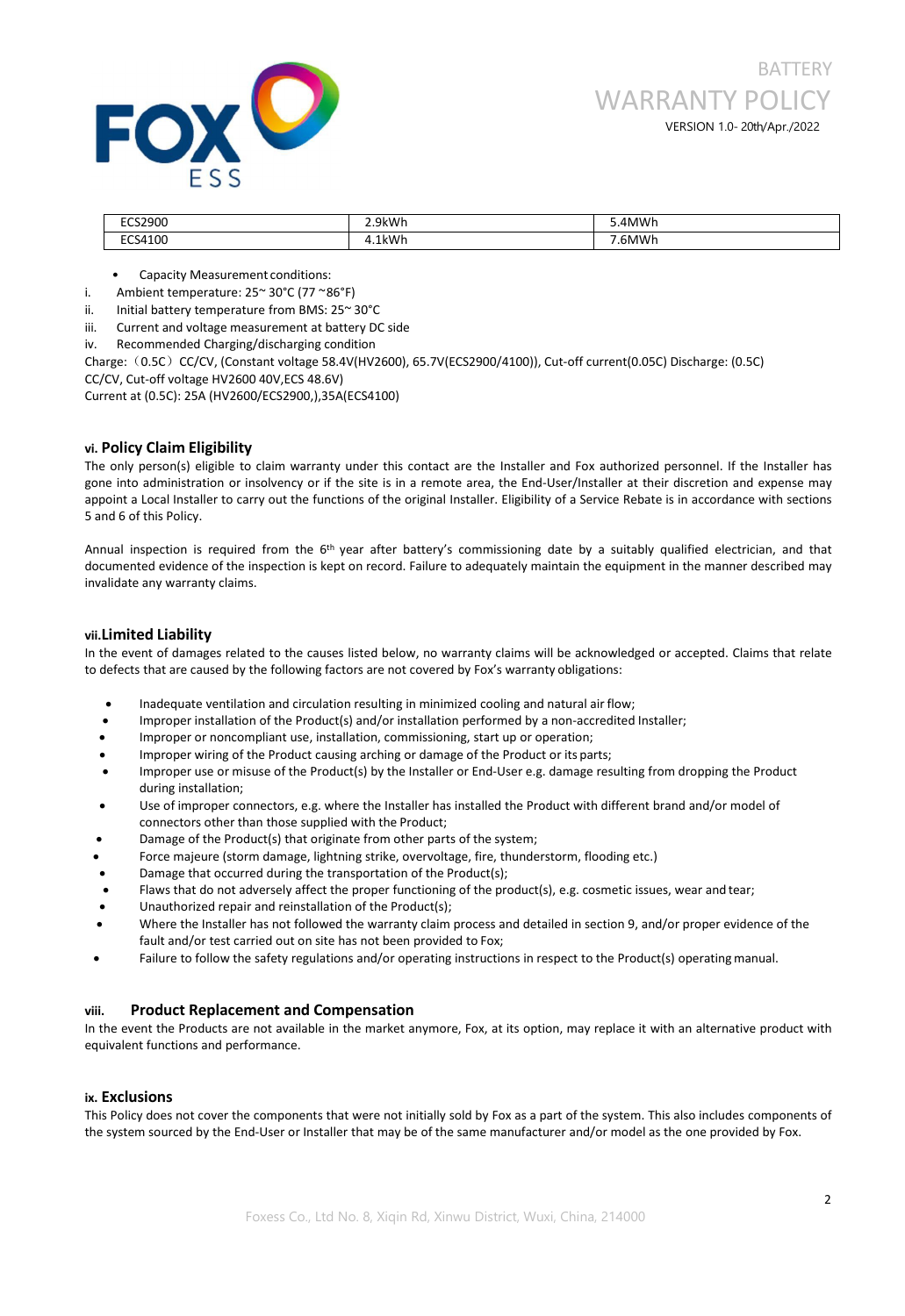| ECS2900 | 2.9kWh | 5.4MWh |
|---|---|---|
| ECS4100 | 4.1kWh | 7.6MWh |

- Capacity Measurement conditions:

i. Ambient temperature: 25~ 30°C (77 ~86°F)

ii. Initial battery temperature from BMS: 25~ 30°C

iii. Current and voltage measurement at battery DC side

iv. Recommended Charging/discharging condition

Charge:（0.5C）CC/CV, (Constant voltage 58.4V(HV2600), 65.7V(ECS2900/4100)), Cut-off current(0.05C) Discharge: (0.5C) CC/CV, Cut-off voltage HV2600 40V,ECS 48.6V)

Current at (0.5C): 25A (HV2600/ECS2900,),35A(ECS4100)

### vi. Policy Claim Eligibility

The only person(s) eligible to claim warranty under this contact are the Installer and Fox authorized personnel. If the Installer has gone into administration or insolvency or if the site is in a remote area, the End-User/Installer at their discretion and expense may appoint a Local Installer to carry out the functions of the original Installer. Eligibility of a Service Rebate is in accordance with sections 5 and 6 of this Policy.

Annual inspection is required from the 6th year after battery's commissioning date by a suitably qualified electrician, and that documented evidence of the inspection is kept on record. Failure to adequately maintain the equipment in the manner described may invalidate any warranty claims.

### vii. Limited Liability

In the event of damages related to the causes listed below, no warranty claims will be acknowledged or accepted. Claims that relate to defects that are caused by the following factors are not covered by Fox's warranty obligations:

- Inadequate ventilation and circulation resulting in minimized cooling and natural air flow;
- Improper installation of the Product(s) and/or installation performed by a non-accredited Installer;
- Improper or noncompliant use, installation, commissioning, start up or operation;
- Improper wiring of the Product causing arching or damage of the Product or its parts;
- Improper use or misuse of the Product(s) by the Installer or End-User e.g. damage resulting from dropping the Product during installation;
- Use of improper connectors, e.g. where the Installer has installed the Product with different brand and/or model of connectors other than those supplied with the Product;
- Damage of the Product(s) that originate from other parts of the system;
- Force majeure (storm damage, lightning strike, overvoltage, fire, thunderstorm, flooding etc.)
- Damage that occurred during the transportation of the Product(s);
- Flaws that do not adversely affect the proper functioning of the product(s), e.g. cosmetic issues, wear and tear;
- Unauthorized repair and reinstallation of the Product(s);
- Where the Installer has not followed the warranty claim process and detailed in section 9, and/or proper evidence of the fault and/or test carried out on site has not been provided to Fox;
- Failure to follow the safety regulations and/or operating instructions in respect to the Product(s) operating manual.

### viii. Product Replacement and Compensation

In the event the Products are not available in the market anymore, Fox, at its option, may replace it with an alternative product with equivalent functions and performance.

### ix. Exclusions

This Policy does not cover the components that were not initially sold by Fox as a part of the system. This also includes components of the system sourced by the End-User or Installer that may be of the same manufacturer and/or model as the one provided by Fox.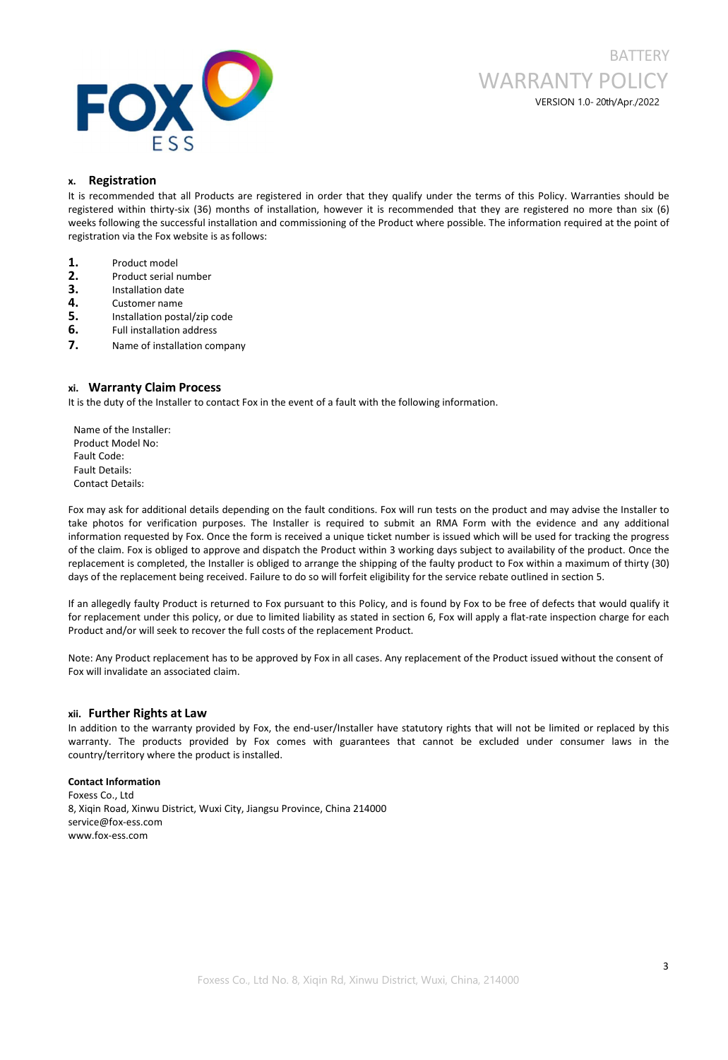## x. Registration

It is recommended that all Products are registered in order that they qualify under the terms of this Policy. Warranties should be registered within thirty-six (36) months of installation, however it is recommended that they are registered no more than six (6) weeks following the successful installation and commissioning of the Product where possible. The information required at the point of registration via the Fox website is as follows:

1. Product model
2. Product serial number
3. Installation date
4. Customer name
5. Installation postal/zip code
6. Full installation address
7. Name of installation company

## xi. Warranty Claim Process

It is the duty of the Installer to contact Fox in the event of a fault with the following information.

Name of the Installer:
Product Model No:
Fault Code:
Fault Details:
Contact Details:

Fox may ask for additional details depending on the fault conditions. Fox will run tests on the product and may advise the Installer to take photos for verification purposes. The Installer is required to submit an RMA Form with the evidence and any additional information requested by Fox. Once the form is received a unique ticket number is issued which will be used for tracking the progress of the claim. Fox is obliged to approve and dispatch the Product within 3 working days subject to availability of the product. Once the replacement is completed, the Installer is obliged to arrange the shipping of the faulty product to Fox within a maximum of thirty (30) days of the replacement being received. Failure to do so will forfeit eligibility for the service rebate outlined in section 5.

If an allegedly faulty Product is returned to Fox pursuant to this Policy, and is found by Fox to be free of defects that would qualify it for replacement under this policy, or due to limited liability as stated in section 6, Fox will apply a flat-rate inspection charge for each Product and/or will seek to recover the full costs of the replacement Product.

Note: Any Product replacement has to be approved by Fox in all cases. Any replacement of the Product issued without the consent of Fox will invalidate an associated claim.

## xii. Further Rights at Law

In addition to the warranty provided by Fox, the end-user/Installer have statutory rights that will not be limited or replaced by this warranty. The products provided by Fox comes with guarantees that cannot be excluded under consumer laws in the country/territory where the product is installed.

**Contact Information**

Foxess Co., Ltd
8, Xiqin Road, Xinwu District, Wuxi City, Jiangsu Province, China 214000
service@fox-ess.com
www.fox-ess.com